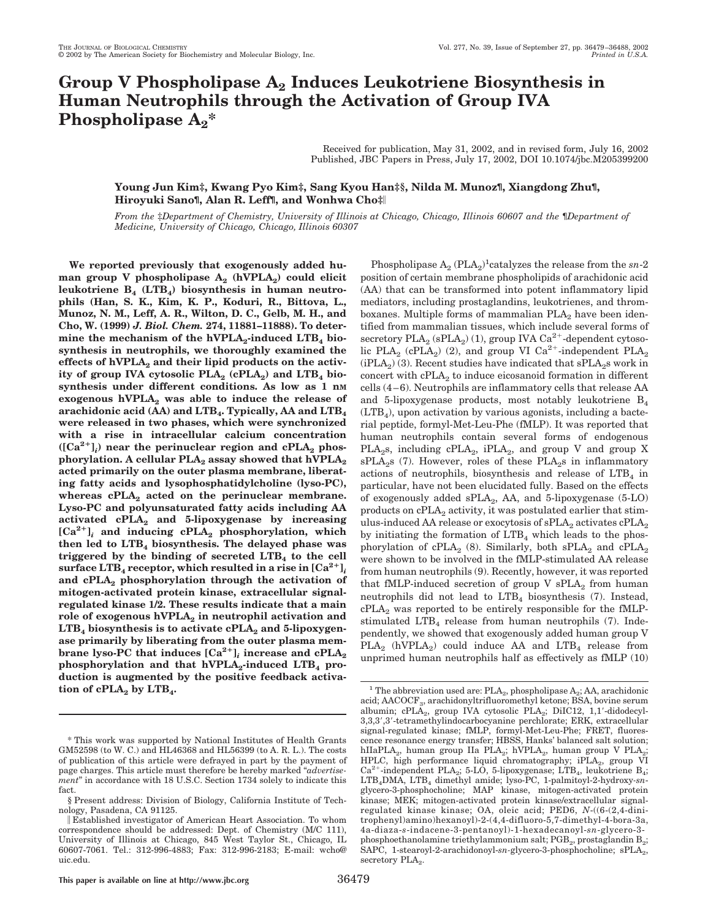# Group V Phospholipase $A_2$ Induces Leukotriene Biosynthesis in Human Neutrophils through the Activation of Group IVA Phospholipase $A_2$*

Received for publication, May 31, 2002, and in revised form, July 16, 2002
Published, JBC Papers in Press, July 17, 2002, DOI 10.1074/jbc.M205399200

**Young Jun Kim‡, Kwang Pyo Kim‡, Sang Kyou Han‡§, Nilda M. Munoz¶, Xiangdong Zhu¶, Hiroyuki Sano¶, Alan R. Leff¶, and Wonhwa Cho‡‖**

*From the ‡Department of Chemistry, University of Illinois at Chicago, Chicago, Illinois 60607 and the ¶Department of Medicine, University of Chicago, Chicago, Illinois 60307*

**We reported previously that exogenously added human group V phospholipase $A_2$ (hVPLA$_2$) could elicit leukotriene $B_4$ (LTB$_4$) biosynthesis in human neutrophils (Han, S. K., Kim, K. P., Koduri, R., Bittova, L., Munoz, N. M., Leff, A. R., Wilton, D. C., Gelb, M. H., and Cho, W. (1999) *J. Biol. Chem.* 274, 11881–11888). To determine the mechanism of the hVPLA$_2$-induced LTB$_4$ biosynthesis in neutrophils, we thoroughly examined the effects of hVPLA$_2$ and their lipid products on the activity of group IVA cytosolic PLA$_2$ (cPLA$_2$) and LTB$_4$ biosynthesis under different conditions. As low as 1 nM exogenous hVPLA$_2$ was able to induce the release of arachidonic acid (AA) and LTB$_4$. Typically, AA and LTB$_4$ were released in two phases, which were synchronized with a rise in intracellular calcium concentration ($[Ca^{2+}]_i$) near the perinuclear region and cPLA$_2$ phosphorylation. A cellular PLA$_2$ assay showed that hVPLA$_2$ acted primarily on the outer plasma membrane, liberating fatty acids and lysophosphatidylcholine (lyso-PC), whereas cPLA$_2$ acted on the perinuclear membrane. Lyso-PC and polyunsaturated fatty acids including AA activated cPLA$_2$ and 5-lipoxygenase by increasing $[Ca^{2+}]_i$ and inducing cPLA$_2$ phosphorylation, which then led to LTB$_4$ biosynthesis. The delayed phase was triggered by the binding of secreted LTB$_4$ to the cell surface LTB$_4$ receptor, which resulted in a rise in $[Ca^{2+}]_i$ and cPLA$_2$ phosphorylation through the activation of mitogen-activated protein kinase, extracellular signal-regulated kinase 1/2. These results indicate that a main role of exogenous hVPLA$_2$ in neutrophil activation and LTB$_4$ biosynthesis is to activate cPLA$_2$ and 5-lipoxygenase primarily by liberating from the outer plasma membrane lyso-PC that induces $[Ca^{2+}]_i$ increase and cPLA$_2$ phosphorylation and that hVPLA$_2$-induced LTB$_4$ production is augmented by the positive feedback activation of cPLA$_2$ by LTB$_4$.**

Phospholipase $A_2$ (PLA$_2$)[1]catalyzes the release from the *sn*-2 position of certain membrane phospholipids of arachidonic acid (AA) that can be transformed into potent inflammatory lipid mediators, including prostaglandins, leukotrienes, and thromboxanes. Multiple forms of mammalian PLA$_2$ have been identified from mammalian tissues, which include several forms of secretory PLA$_2$ (sPLA$_2$) (1), group IVA $Ca^{2+}$-dependent cytosolic PLA$_2$ (cPLA$_2$) (2), and group VI $Ca^{2+}$-independent PLA$_2$ (iPLA$_2$) (3). Recent studies have indicated that sPLA$_2$s work in concert with cPLA$_2$ to induce eicosanoid formation in different cells (4–6). Neutrophils are inflammatory cells that release AA and 5-lipoxygenase products, most notably leukotriene $B_4$ (LTB$_4$), upon activation by various agonists, including a bacterial peptide, formyl-Met-Leu-Phe (fMLP). It was reported that human neutrophils contain several forms of endogenous PLA$_2$s, including cPLA$_2$, iPLA$_2$, and group V and group X sPLA$_2$s (7). However, roles of these PLA$_2$s in inflammatory actions of neutrophils, biosynthesis and release of LTB$_4$ in particular, have not been elucidated fully. Based on the effects of exogenously added sPLA$_2$, AA, and 5-lipoxygenase (5-LO) products on cPLA$_2$ activity, it was postulated earlier that stimulus-induced AA release or exocytosis of sPLA$_2$ activates cPLA$_2$ by initiating the formation of LTB$_4$ which leads to the phosphorylation of cPLA$_2$ (8). Similarly, both sPLA$_2$ and cPLA$_2$ were shown to be involved in the fMLP-stimulated AA release from human neutrophils (9). Recently, however, it was reported that fMLP-induced secretion of group V sPLA$_2$ from human neutrophils did not lead to LTB$_4$ biosynthesis (7). Instead, cPLA$_2$ was reported to be entirely responsible for the fMLP-stimulated LTB$_4$ release from human neutrophils (7). Independently, we showed that exogenously added human group V PLA$_2$ (hVPLA$_2$) could induce AA and LTB$_4$ release from unprimed human neutrophils half as effectively as fMLP (10)

\* This work was supported by National Institutes of Health Grants GM52598 (to W. C.) and HL46368 and HL56399 (to A. R. L.). The costs of publication of this article were defrayed in part by the payment of page charges. This article must therefore be hereby marked "*advertisement*" in accordance with 18 U.S.C. Section 1734 solely to indicate this fact.

§ Present address: Division of Biology, California Institute of Technology, Pasadena, CA 91125.

‖ Established investigator of American Heart Association. To whom correspondence should be addressed: Dept. of Chemistry (M/C 111), University of Illinois at Chicago, 845 West Taylor St., Chicago, IL 60607-7061. Tel.: 312-996-4883; Fax: 312-996-2183; E-mail: wcho@uic.edu.

[1] The abbreviation used are: PLA$_2$, phospholipase $A_2$; AA, arachidonic acid; AACOCF$_3$, arachidonyltrifluoromethyl ketone; BSA, bovine serum albumin; cPLA$_2$, group IVA cytosolic PLA$_2$; DiIC12, 1,1′-didodecyl-3,3,3′,3′-tetramethylindocarbocyanine perchlorate; ERK, extracellular signal-regulated kinase; fMLP, formyl-Met-Leu-Phe; FRET, fluorescence resonance energy transfer; HBSS, Hanks' balanced salt solution; hIIaPLA$_2$, human group IIa PLA$_2$; hVPLA$_2$, human group V PLA$_2$; HPLC, high performance liquid chromatography; iPLA$_2$, group VI $Ca^{2+}$-independent PLA$_2$; 5-LO, 5-lipoxygenase; LTB$_4$, leukotriene $B_4$; LTB$_4$DMA, LTB$_4$ dimethyl amide; lyso-PC, 1-palmitoyl-2-hydroxy-*sn*-glycero-3-phosphocholine; MAP kinase, mitogen-activated protein kinase; MEK, mitogen-activated protein kinase/extracellular signal-regulated kinase kinase; OA, oleic acid; PED6, *N*-((6-(2,4-dinitrophenyl)amino)hexanoyl)-2-(4,4-difluoro-5,7-dimethyl-4-bora-3a,4a-diaza-*s*-indacene-3-pentanoyl)-1-hexadecanoyl-*sn*-glycero-3-phosphoethanolamine triethylammonium salt; PGB$_2$, prostaglandin $B_2$; SAPC, 1-stearoyl-2-arachidonoyl-*sn*-glycero-3-phosphocholine; sPLA$_2$, secretory PLA$_2$.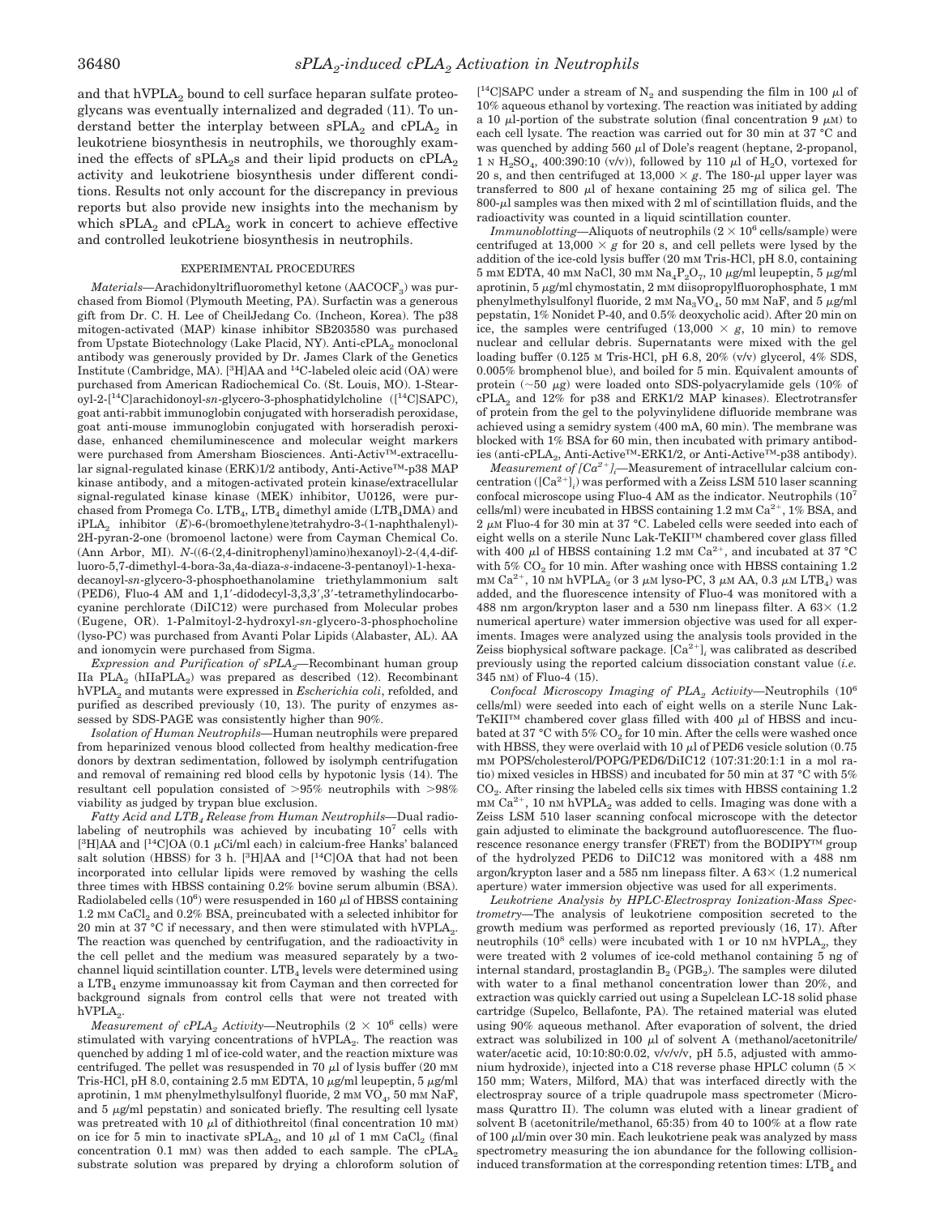and that $hVPLA_2$ bound to cell surface heparan sulfate proteoglycans was eventually internalized and degraded (11). To understand better the interplay between $sPLA_2$ and $cPLA_2$ in leukotriene biosynthesis in neutrophils, we thoroughly examined the effects of $sPLA_2$s and their lipid products on $cPLA_2$ activity and leukotriene biosynthesis under different conditions. Results not only account for the discrepancy in previous reports but also provide new insights into the mechanism by which $sPLA_2$ and $cPLA_2$ work in concert to achieve effective and controlled leukotriene biosynthesis in neutrophils.

## EXPERIMENTAL PROCEDURES

*Materials*—Arachidonyltrifluoromethyl ketone ($AACOCF_3$) was purchased from Biomol (Plymouth Meeting, PA). Surfactin was a generous gift from Dr. C. H. Lee of CheilJedang Co. (Incheon, Korea). The p38 mitogen-activated (MAP) kinase inhibitor SB203580 was purchased from Upstate Biotechnology (Lake Placid, NY). Anti-$cPLA_2$ monoclonal antibody was generously provided by Dr. James Clark of the Genetics Institute (Cambridge, MA). [$^3$H]AA and $^{14}$C-labeled oleic acid (OA) were purchased from American Radiochemical Co. (St. Louis, MO). 1-Stearoyl-2-[$^{14}$C]arachidonoyl-*sn*-glycero-3-phosphatidylcholine ([$^{14}$C]SAPC), goat anti-rabbit immunoglobin conjugated with horseradish peroxidase, goat anti-mouse immunoglobin conjugated with horseradish peroxidase, enhanced chemiluminescence and molecular weight markers were purchased from Amersham Biosciences. Anti-Activ™-extracellular signal-regulated kinase (ERK)1/2 antibody, Anti-Active™-p38 MAP kinase antibody, and a mitogen-activated protein kinase/extracellular signal-regulated kinase kinase (MEK) inhibitor, U0126, were purchased from Promega Co. $LTB_4$, $LTB_4$ dimethyl amide ($LTB_4$DMA) and $iPLA_2$ inhibitor (*E*)-6-(bromoethylene)tetrahydro-3-(1-naphthalenyl)-2H-pyran-2-one (bromoenol lactone) were from Cayman Chemical Co. (Ann Arbor, MI). *N*-((6-(2,4-dinitrophenyl)amino)hexanoyl)-2-(4,4-difluoro-5,7-dimethyl-4-bora-3a,4a-diaza-*s*-indacene-3-pentanoyl)-1-hexadecanoyl-*sn*-glycero-3-phosphoethanolamine triethylammonium salt (PED6), Fluo-4 AM and 1,1′-didodecyl-3,3,3′,3′-tetramethylindocarbocyanine perchlorate (DiIC12) were purchased from Molecular probes (Eugene, OR). 1-Palmitoyl-2-hydroxyl-*sn*-glycero-3-phosphocholine (lyso-PC) was purchased from Avanti Polar Lipids (Alabaster, AL). AA and ionomycin were purchased from Sigma.

*Expression and Purification of $sPLA_2$*—Recombinant human group IIa $PLA_2$ ($hIIaPLA_2$) was prepared as described (12). Recombinant $hVPLA_2$ and mutants were expressed in *Escherichia coli*, refolded, and purified as described previously (10, 13). The purity of enzymes assessed by SDS-PAGE was consistently higher than 90%.

*Isolation of Human Neutrophils*—Human neutrophils were prepared from heparinized venous blood collected from healthy medication-free donors by dextran sedimentation, followed by isolymph centrifugation and removal of remaining red blood cells by hypotonic lysis (14). The resultant cell population consisted of >95% neutrophils with >98% viability as judged by trypan blue exclusion.

*Fatty Acid and $LTB_4$ Release from Human Neutrophils*—Dual radiolabeling of neutrophils was achieved by incubating $10^7$ cells with [$^3$H]AA and [$^{14}$C]OA (0.1 μCi/ml each) in calcium-free Hanks' balanced salt solution (HBSS) for 3 h. [$^3$H]AA and [$^{14}$C]OA that had not been incorporated into cellular lipids were removed by washing the cells three times with HBSS containing 0.2% bovine serum albumin (BSA). Radiolabeled cells ($10^6$) were resuspended in 160 μl of HBSS containing 1.2 mM $CaCl_2$ and 0.2% BSA, preincubated with a selected inhibitor for 20 min at 37 °C if necessary, and then were stimulated with $hVPLA_2$. The reaction was quenched by centrifugation, and the radioactivity in the cell pellet and the medium was measured separately by a two-channel liquid scintillation counter. $LTB_4$ levels were determined using a $LTB_4$ enzyme immunoassay kit from Cayman and then corrected for background signals from control cells that were not treated with $hVPLA_2$.

*Measurement of $cPLA_2$ Activity*—Neutrophils ($2 \times 10^6$ cells) were stimulated with varying concentrations of $hVPLA_2$. The reaction was quenched by adding 1 ml of ice-cold water, and the reaction mixture was centrifuged. The pellet was resuspended in 70 μl of lysis buffer (20 mM Tris-HCl, pH 8.0, containing 2.5 mM EDTA, 10 μg/ml leupeptin, 5 μg/ml aprotinin, 1 mM phenylmethylsulfonyl fluoride, 2 mM $VO_4$, 50 mM NaF, and 5 μg/ml pepstatin) and sonicated briefly. The resulting cell lysate was pretreated with 10 μl of dithiothreitol (final concentration 10 mM) on ice for 5 min to inactivate $sPLA_2$, and 10 μl of 1 mM $CaCl_2$ (final concentration 0.1 mM) was then added to each sample. The $cPLA_2$ substrate solution was prepared by drying a chloroform solution of [$^{14}$C]SAPC under a stream of $N_2$ and suspending the film in 100 μl of 10% aqueous ethanol by vortexing. The reaction was initiated by adding a 10 μl-portion of the substrate solution (final concentration 9 μM) to each cell lysate. The reaction was carried out for 30 min at 37 °C and was quenched by adding 560 μl of Dole's reagent (heptane, 2-propanol, 1 N $H_2SO_4$, 400:390:10 (v/v)), followed by 110 μl of $H_2O$, vortexed for 20 s, and then centrifuged at 13,000 × *g*. The 180-μl upper layer was transferred to 800 μl of hexane containing 25 mg of silica gel. The 800-μl samples was then mixed with 2 ml of scintillation fluids, and the radioactivity was counted in a liquid scintillation counter.

*Immunoblotting*—Aliquots of neutrophils ($2 \times 10^6$ cells/sample) were centrifuged at 13,000 × *g* for 20 s, and cell pellets were lysed by the addition of the ice-cold lysis buffer (20 mM Tris-HCl, pH 8.0, containing 5 mM EDTA, 40 mM NaCl, 30 mM $Na_4P_2O_7$, 10 μg/ml leupeptin, 5 μg/ml aprotinin, 5 μg/ml chymostatin, 2 mM diisopropylfluorophosphate, 1 mM phenylmethylsulfonyl fluoride, 2 mM $Na_3VO_4$, 50 mM NaF, and 5 μg/ml pepstatin, 1% Nonidet P-40, and 0.5% deoxycholic acid). After 20 min on ice, the samples were centrifuged (13,000 × *g*, 10 min) to remove nuclear and cellular debris. Supernatants were mixed with the gel loading buffer (0.125 M Tris-HCl, pH 6.8, 20% (v/v) glycerol, 4% SDS, 0.005% bromphenol blue), and boiled for 5 min. Equivalent amounts of protein (~50 μg) were loaded onto SDS-polyacrylamide gels (10% of $cPLA_2$ and 12% for p38 and ERK1/2 MAP kinases). Electrotransfer of protein from the gel to the polyvinylidene difluoride membrane was achieved using a semidry system (400 mA, 60 min). The membrane was blocked with 1% BSA for 60 min, then incubated with primary antibodies (anti-$cPLA_2$, Anti-Active™-ERK1/2, or Anti-Active™-p38 antibody).

*Measurement of $[Ca^{2+}]_i$*—Measurement of intracellular calcium concentration ($[Ca^{2+}]_i$) was performed with a Zeiss LSM 510 laser scanning confocal microscope using Fluo-4 AM as the indicator. Neutrophils ($10^7$ cells/ml) were incubated in HBSS containing 1.2 mM $Ca^{2+}$, 1% BSA, and 2 μM Fluo-4 for 30 min at 37 °C. Labeled cells were seeded into each of eight wells on a sterile Nunc Lak-TeKII™ chambered cover glass filled with 400 μl of HBSS containing 1.2 mM $Ca^{2+}$, and incubated at 37 °C with 5% $CO_2$ for 10 min. After washing once with HBSS containing 1.2 mM $Ca^{2+}$, 10 nM $hVPLA_2$ (or 3 μM lyso-PC, 3 μM AA, 0.3 μM $LTB_4$) was added, and the fluorescence intensity of Fluo-4 was monitored with a 488 nm argon/krypton laser and a 530 nm linepass filter. A 63× (1.2 numerical aperture) water immersion objective was used for all experiments. Images were analyzed using the analysis tools provided in the Zeiss biophysical software package. $[Ca^{2+}]_i$ was calibrated as described previously using the reported calcium dissociation constant value (*i.e.* 345 nM) of Fluo-4 (15).

*Confocal Microscopy Imaging of $PLA_2$ Activity*—Neutrophils ($10^6$ cells/ml) were seeded into each of eight wells on a sterile Nunc Lak-TeKII™ chambered cover glass filled with 400 μl of HBSS and incubated at 37 °C with 5% $CO_2$ for 10 min. After the cells were washed once with HBSS, they were overlaid with 10 μl of PED6 vesicle solution (0.75 mM POPS/cholesterol/POPG/PED6/DiIC12 (107:31:20:1:1 in a mol ratio) mixed vesicles in HBSS) and incubated for 50 min at 37 °C with 5% $CO_2$. After rinsing the labeled cells six times with HBSS containing 1.2 mM $Ca^{2+}$, 10 nM $hVPLA_2$ was added to cells. Imaging was done with a Zeiss LSM 510 laser scanning confocal microscope with the detector gain adjusted to eliminate the background autofluorescence. The fluorescence resonance energy transfer (FRET) from the BODIPY™ group of the hydrolyzed PED6 to DiIC12 was monitored with a 488 nm argon/krypton laser and a 585 nm linepass filter. A 63× (1.2 numerical aperture) water immersion objective was used for all experiments.

*Leukotriene Analysis by HPLC-Electrospray Ionization-Mass Spectrometry*—The analysis of leukotriene composition secreted to the growth medium was performed as reported previously (16, 17). After neutrophils ($10^8$ cells) were incubated with 1 or 10 nM $hVPLA_2$, they were treated with 2 volumes of ice-cold methanol containing 5 ng of internal standard, prostaglandin $B_2$ ($PGB_2$). The samples were diluted with water to a final methanol concentration lower than 20%, and extraction was quickly carried out using a Supelclean LC-18 solid phase cartridge (Supelco, Bellafonte, PA). The retained material was eluted using 90% aqueous methanol. After evaporation of solvent, the dried extract was solubilized in 100 μl of solvent A (methanol/acetonitrile/water/acetic acid, 10:10:80:0.02, v/v/v/v, pH 5.5, adjusted with ammonium hydroxide), injected into a C18 reverse phase HPLC column (5 × 150 mm; Waters, Milford, MA) that was interfaced directly with the electrospray source of a triple quadrupole mass spectrometer (Micromass Qurattro II). The column was eluted with a linear gradient of solvent B (acetonitrile/methanol, 65:35) from 40 to 100% at a flow rate of 100 μl/min over 30 min. Each leukotriene peak was analyzed by mass spectrometry measuring the ion abundance for the following collision-induced transformation at the corresponding retention times: $LTB_4$ and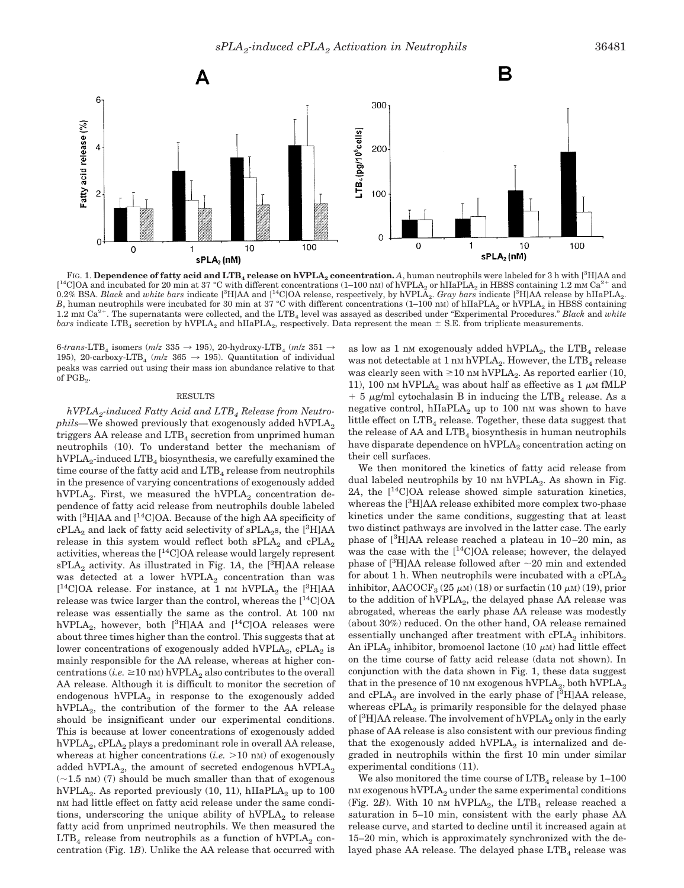FIG. 1. **Dependence of fatty acid and $LTB_4$ release on $hVPLA_2$ concentration.** *A*, human neutrophils were labeled for 3 h with [$^3$H]AA and [$^{14}$C]OA and incubated for 20 min at 37 °C with different concentrations (1–100 nM) of $hVPLA_2$ or $hIIaPLA_2$ in HBSS containing 1.2 mM $Ca^{2+}$ and 0.2% BSA. *Black* and *white bars* indicate [$^3$H]AA and [$^{14}$C]OA release, respectively, by $hVPLA_2$. *Gray bars* indicate [$^3$H]AA release by $hIIaPLA_2$. *B*, human neutrophils were incubated for 30 min at 37 °C with different concentrations (1–100 nM) of $hIIaPLA_2$ or $hVPLA_2$ in HBSS containing 1.2 mM $Ca^{2+}$. The supernatants were collected, and the $LTB_4$ level was assayed as described under "Experimental Procedures." *Black* and *white bars* indicate $LTB_4$ secretion by $hVPLA_2$ and $hIIaPLA_2$, respectively. Data represent the mean ± S.E. from triplicate measurements.

6-*trans*-$LTB_4$ isomers (*m/z* 335 → 195), 20-hydroxy-$LTB_4$ (*m/z* 351 → 195), 20-carboxy-$LTB_4$ (*m/z* 365 → 195). Quantitation of individual peaks was carried out using their mass ion abundance relative to that of $PGB_2$.

## RESULTS

*$hVPLA_2$-induced Fatty Acid and $LTB_4$ Release from Neutrophils*—We showed previously that exogenously added $hVPLA_2$ triggers AA release and $LTB_4$ secretion from unprimed human neutrophils (10). To understand better the mechanism of $hVPLA_2$-induced $LTB_4$ biosynthesis, we carefully examined the time course of the fatty acid and $LTB_4$ release from neutrophils in the presence of varying concentrations of exogenously added $hVPLA_2$. First, we measured the $hVPLA_2$ concentration dependence of fatty acid release from neutrophils double labeled with [$^3$H]AA and [$^{14}$C]OA. Because of the high AA specificity of $cPLA_2$ and lack of fatty acid selectivity of $sPLA_2$s, the [$^3$H]AA release in this system would reflect both $sPLA_2$ and $cPLA_2$ activities, whereas the [$^{14}$C]OA release would largely represent $sPLA_2$ activity. As illustrated in Fig. 1*A*, the [$^3$H]AA release was detected at a lower $hVPLA_2$ concentration than was [$^{14}$C]OA release. For instance, at 1 nM $hVPLA_2$ the [$^3$H]AA release was twice larger than the control, whereas the [$^{14}$C]OA release was essentially the same as the control. At 100 nM $hVPLA_2$, however, both [$^3$H]AA and [$^{14}$C]OA releases were about three times higher than the control. This suggests that at lower concentrations of exogenously added $hVPLA_2$, $cPLA_2$ is mainly responsible for the AA release, whereas at higher concentrations (*i.e.* ≥10 nM) $hVPLA_2$ also contributes to the overall AA release. Although it is difficult to monitor the secretion of endogenous $hVPLA_2$ in response to the exogenously added $hVPLA_2$, the contribution of the former to the AA release should be insignificant under our experimental conditions. This is because at lower concentrations of exogenously added $hVPLA_2$, $cPLA_2$ plays a predominant role in overall AA release, whereas at higher concentrations (*i.e.* >10 nM) of exogenously added $hVPLA_2$, the amount of secreted endogenous $hVPLA_2$ (~1.5 nM) (7) should be much smaller than that of exogenous $hVPLA_2$. As reported previously (10, 11), $hIIaPLA_2$ up to 100 nM had little effect on fatty acid release under the same conditions, underscoring the unique ability of $hVPLA_2$ to release fatty acid from unprimed neutrophils. We then measured the $LTB_4$ release from neutrophils as a function of $hVPLA_2$ concentration (Fig. 1*B*). Unlike the AA release that occurred with as low as 1 nM exogenously added $hVPLA_2$, the $LTB_4$ release was not detectable at 1 nM $hVPLA_2$. However, the $LTB_4$ release was clearly seen with ≥10 nM $hVPLA_2$. As reported earlier (10, 11), 100 nM $hVPLA_2$ was about half as effective as 1 μM fMLP + 5 μg/ml cytochalasin B in inducing the $LTB_4$ release. As a negative control, $hIIaPLA_2$ up to 100 nM was shown to have little effect on $LTB_4$ release. Together, these data suggest that the release of AA and $LTB_4$ biosynthesis in human neutrophils have disparate dependence on $hVPLA_2$ concentration acting on their cell surfaces.

We then monitored the kinetics of fatty acid release from dual labeled neutrophils by 10 nM $hVPLA_2$. As shown in Fig. 2*A*, the [$^{14}$C]OA release showed simple saturation kinetics, whereas the [$^3$H]AA release exhibited more complex two-phase kinetics under the same conditions, suggesting that at least two distinct pathways are involved in the latter case. The early phase of [$^3$H]AA release reached a plateau in 10–20 min, as was the case with the [$^{14}$C]OA release; however, the delayed phase of [$^3$H]AA release followed after ~20 min and extended for about 1 h. When neutrophils were incubated with a $cPLA_2$ inhibitor, $AACOCF_3$ (25 μM) (18) or surfactin (10 μM) (19), prior to the addition of $hVPLA_2$, the delayed phase AA release was abrogated, whereas the early phase AA release was modestly (about 30%) reduced. On the other hand, OA release remained essentially unchanged after treatment with $cPLA_2$ inhibitors. An $iPLA_2$ inhibitor, bromoenol lactone (10 μM) had little effect on the time course of fatty acid release (data not shown). In conjunction with the data shown in Fig. 1, these data suggest that in the presence of 10 nM exogenous $hVPLA_2$, both $hVPLA_2$ and $cPLA_2$ are involved in the early phase of [$^3$H]AA release, whereas $cPLA_2$ is primarily responsible for the delayed phase of [$^3$H]AA release. The involvement of $hVPLA_2$ only in the early phase of AA release is also consistent with our previous finding that the exogenously added $hVPLA_2$ is internalized and degraded in neutrophils within the first 10 min under similar experimental conditions (11).

We also monitored the time course of $LTB_4$ release by 1–100 nM exogenous $hVPLA_2$ under the same experimental conditions (Fig. 2*B*). With 10 nM $hVPLA_2$, the $LTB_4$ release reached a saturation in 5–10 min, consistent with the early phase AA release curve, and started to decline until it increased again at 15–20 min, which is approximately synchronized with the delayed phase AA release. The delayed phase $LTB_4$ release was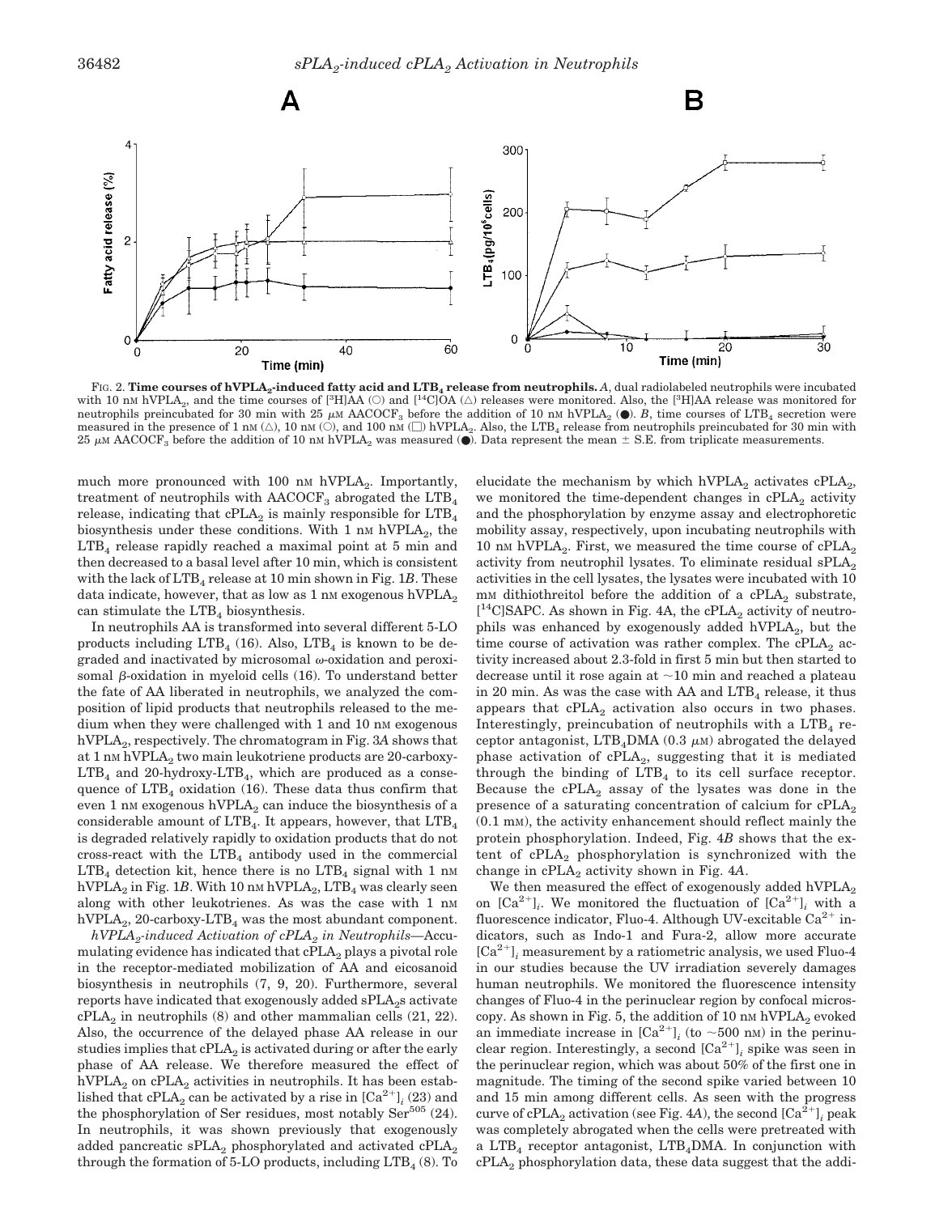FIG. 2. **Time courses of hVPLA$_2$-induced fatty acid and LTB$_4$ release from neutrophils.** *A*, dual radiolabeled neutrophils were incubated with 10 nM hVPLA$_2$, and the time courses of [$^3$H]AA (○) and [$^{14}$C]OA (△) releases were monitored. Also, the [$^3$H]AA release was monitored for neutrophils preincubated for 30 min with 25 μM AACOCF$_3$ before the addition of 10 nM hVPLA$_2$ (●). *B*, time courses of LTB$_4$ secretion were measured in the presence of 1 nM (△), 10 nM (○), and 100 nM (□) hVPLA$_2$. Also, the LTB$_4$ release from neutrophils preincubated for 30 min with 25 μM AACOCF$_3$ before the addition of 10 nM hVPLA$_2$ was measured (●). Data represent the mean ± S.E. from triplicate measurements.

much more pronounced with 100 nM hVPLA$_2$. Importantly, treatment of neutrophils with AACOCF$_3$ abrogated the LTB$_4$ release, indicating that cPLA$_2$ is mainly responsible for LTB$_4$ biosynthesis under these conditions. With 1 nM hVPLA$_2$, the LTB$_4$ release rapidly reached a maximal point at 5 min and then decreased to a basal level after 10 min, which is consistent with the lack of LTB$_4$ release at 10 min shown in Fig. 1*B*. These data indicate, however, that as low as 1 nM exogenous hVPLA$_2$ can stimulate the LTB$_4$ biosynthesis.

In neutrophils AA is transformed into several different 5-LO products including LTB$_4$ (16). Also, LTB$_4$ is known to be degraded and inactivated by microsomal ω-oxidation and peroxisomal β-oxidation in myeloid cells (16). To understand better the fate of AA liberated in neutrophils, we analyzed the composition of lipid products that neutrophils released to the medium when they were challenged with 1 and 10 nM exogenous hVPLA$_2$, respectively. The chromatogram in Fig. 3*A* shows that at 1 nM hVPLA$_2$ two main leukotriene products are 20-carboxy-LTB$_4$ and 20-hydroxy-LTB$_4$, which are produced as a consequence of LTB$_4$ oxidation (16). These data thus confirm that even 1 nM exogenous hVPLA$_2$ can induce the biosynthesis of a considerable amount of LTB$_4$. It appears, however, that LTB$_4$ is degraded relatively rapidly to oxidation products that do not cross-react with the LTB$_4$ antibody used in the commercial LTB$_4$ detection kit, hence there is no LTB$_4$ signal with 1 nM hVPLA$_2$ in Fig. 1*B*. With 10 nM hVPLA$_2$, LTB$_4$ was clearly seen along with other leukotrienes. As was the case with 1 nM hVPLA$_2$, 20-carboxy-LTB$_4$ was the most abundant component.

*hVPLA$_2$-induced Activation of cPLA$_2$ in Neutrophils*—Accumulating evidence has indicated that cPLA$_2$ plays a pivotal role in the receptor-mediated mobilization of AA and eicosanoid biosynthesis in neutrophils (7, 9, 20). Furthermore, several reports have indicated that exogenously added sPLA$_2$s activate cPLA$_2$ in neutrophils (8) and other mammalian cells (21, 22). Also, the occurrence of the delayed phase AA release in our studies implies that cPLA$_2$ is activated during or after the early phase of AA release. We therefore measured the effect of hVPLA$_2$ on cPLA$_2$ activities in neutrophils. It has been established that cPLA$_2$ can be activated by a rise in $[Ca^{2+}]_i$ (23) and the phosphorylation of Ser residues, most notably Ser$^{505}$ (24). In neutrophils, it was shown previously that exogenously added pancreatic sPLA$_2$ phosphorylated and activated cPLA$_2$ through the formation of 5-LO products, including LTB$_4$ (8). To elucidate the mechanism by which hVPLA$_2$ activates cPLA$_2$, we monitored the time-dependent changes in cPLA$_2$ activity and the phosphorylation by enzyme assay and electrophoretic mobility assay, respectively, upon incubating neutrophils with 10 nM hVPLA$_2$. First, we measured the time course of cPLA$_2$ activity from neutrophil lysates. To eliminate residual sPLA$_2$ activities in the cell lysates, the lysates were incubated with 10 mM dithiothreitol before the addition of a cPLA$_2$ substrate, [$^{14}$C]SAPC. As shown in Fig. 4A, the cPLA$_2$ activity of neutrophils was enhanced by exogenously added hVPLA$_2$, but the time course of activation was rather complex. The cPLA$_2$ activity increased about 2.3-fold in first 5 min but then started to decrease until it rose again at ~10 min and reached a plateau in 20 min. As was the case with AA and LTB$_4$ release, it thus appears that cPLA$_2$ activation also occurs in two phases. Interestingly, preincubation of neutrophils with a LTB$_4$ receptor antagonist, LTB$_4$DMA (0.3 μM) abrogated the delayed phase activation of cPLA$_2$, suggesting that it is mediated through the binding of LTB$_4$ to its cell surface receptor. Because the cPLA$_2$ assay of the lysates was done in the presence of a saturating concentration of calcium for cPLA$_2$ (0.1 mM), the activity enhancement should reflect mainly the protein phosphorylation. Indeed, Fig. 4*B* shows that the extent of cPLA$_2$ phosphorylation is synchronized with the change in cPLA$_2$ activity shown in Fig. 4*A*.

We then measured the effect of exogenously added hVPLA$_2$ on $[Ca^{2+}]_i$. We monitored the fluctuation of $[Ca^{2+}]_i$ with a fluorescence indicator, Fluo-4. Although UV-excitable $Ca^{2+}$ indicators, such as Indo-1 and Fura-2, allow more accurate $[Ca^{2+}]_i$ measurement by a ratiometric analysis, we used Fluo-4 in our studies because the UV irradiation severely damages human neutrophils. We monitored the fluorescence intensity changes of Fluo-4 in the perinuclear region by confocal microscopy. As shown in Fig. 5, the addition of 10 nM hVPLA$_2$ evoked an immediate increase in $[Ca^{2+}]_i$ (to ~500 nM) in the perinuclear region. Interestingly, a second $[Ca^{2+}]_i$ spike was seen in the perinuclear region, which was about 50% of the first one in magnitude. The timing of the second spike varied between 10 and 15 min among different cells. As seen with the progress curve of cPLA$_2$ activation (see Fig. 4*A*), the second $[Ca^{2+}]_i$ peak was completely abrogated when the cells were pretreated with a LTB$_4$ receptor antagonist, LTB$_4$DMA. In conjunction with cPLA$_2$ phosphorylation data, these data suggest that the addi-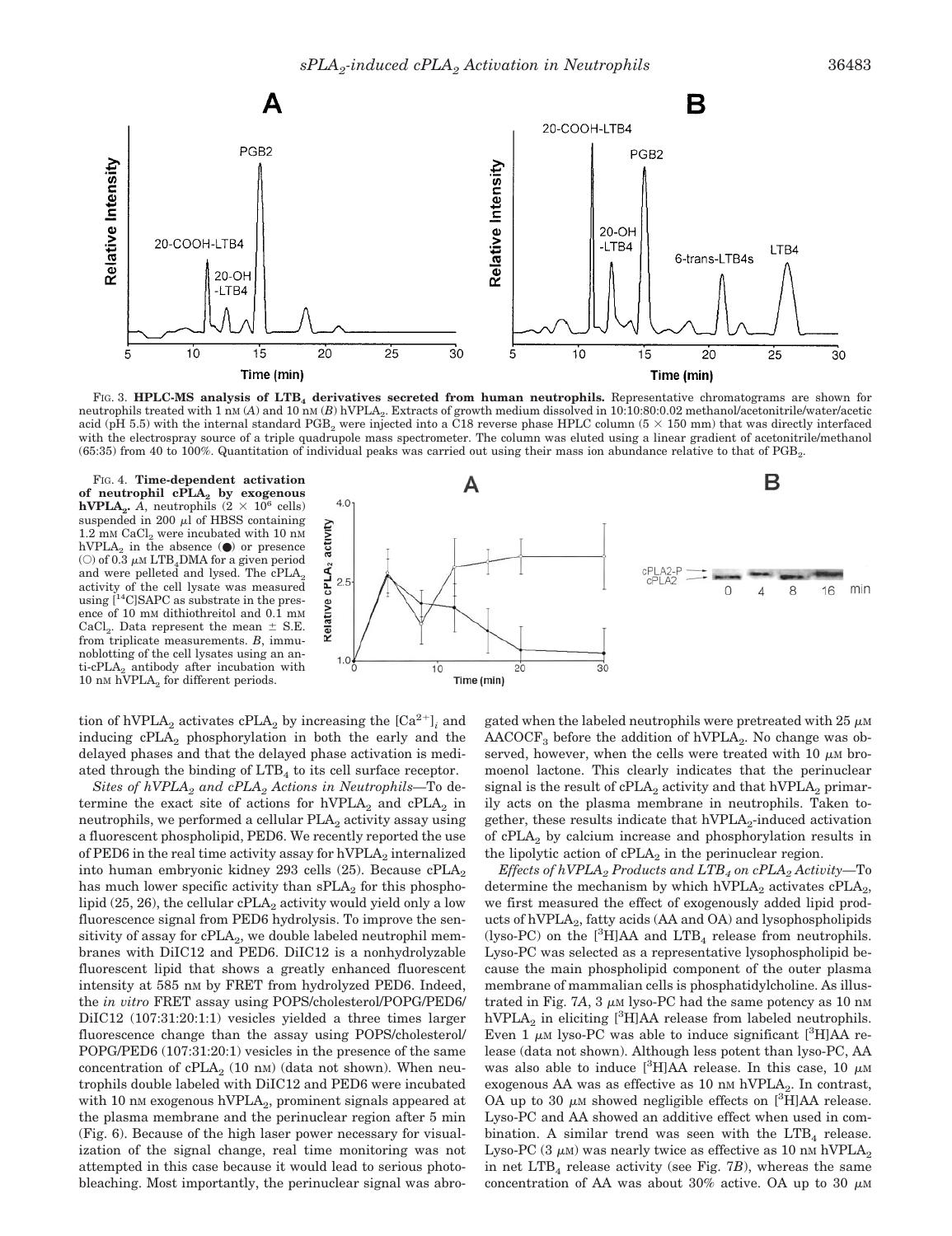FIG. 3. **HPLC-MS analysis of $LTB_4$ derivatives secreted from human neutrophils.** Representative chromatograms are shown for neutrophils treated with 1 nM (*A*) and 10 nM (*B*) $hVPLA_2$. Extracts of growth medium dissolved in 10:10:80:0.02 methanol/acetonitrile/water/acetic acid (pH 5.5) with the internal standard $PGB_2$ were injected into a C18 reverse phase HPLC column (5 × 150 mm) that was directly interfaced with the electrospray source of a triple quadrupole mass spectrometer. The column was eluted using a linear gradient of acetonitrile/methanol (65:35) from 40 to 100%. Quantitation of individual peaks was carried out using their mass ion abundance relative to that of $PGB_2$.

FIG. 4. **Time-dependent activation of neutrophil $cPLA_2$ by exogenous $hVPLA_2$.** *A*, neutrophils ($2 \times 10^6$ cells) suspended in 200 μl of HBSS containing 1.2 mM $CaCl_2$ were incubated with 10 nM $hVPLA_2$ in the absence (●) or presence (○) of 0.3 μM $LTB_4$DMA for a given period and were pelleted and lysed. The $cPLA_2$ activity of the cell lysate was measured using [$^{14}$C]SAPC as substrate in the presence of 10 mM dithiothreitol and 0.1 mM $CaCl_2$. Data represent the mean ± S.E. from triplicate measurements. *B*, immunoblotting of the cell lysates using an anti-$cPLA_2$ antibody after incubation with 10 nM $hVPLA_2$ for different periods.

tion of $hVPLA_2$ activates $cPLA_2$ by increasing the $[Ca^{2+}]_i$ and inducing $cPLA_2$ phosphorylation in both the early and the delayed phases and that the delayed phase activation is mediated through the binding of $LTB_4$ to its cell surface receptor.

*Sites of $hVPLA_2$ and $cPLA_2$ Actions in Neutrophils*—To determine the exact site of actions for $hVPLA_2$ and $cPLA_2$ in neutrophils, we performed a cellular $PLA_2$ activity assay using a fluorescent phospholipid, PED6. We recently reported the use of PED6 in the real time activity assay for $hVPLA_2$ internalized into human embryonic kidney 293 cells (25). Because $cPLA_2$ has much lower specific activity than $sPLA_2$ for this phospholipid (25, 26), the cellular $cPLA_2$ activity would yield only a low fluorescence signal from PED6 hydrolysis. To improve the sensitivity of assay for $cPLA_2$, we double labeled neutrophil membranes with DiIC12 and PED6. DiIC12 is a nonhydrolyzable fluorescent lipid that shows a greatly enhanced fluorescent intensity at 585 nM by FRET from hydrolyzed PED6. Indeed, the *in vitro* FRET assay using POPS/cholesterol/POPG/PED6/DiIC12 (107:31:20:1:1) vesicles yielded a three times larger fluorescence change than the assay using POPS/cholesterol/POPG/PED6 (107:31:20:1) vesicles in the presence of the same concentration of $cPLA_2$ (10 nM) (data not shown). When neutrophils double labeled with DiIC12 and PED6 were incubated with 10 nM exogenous $hVPLA_2$, prominent signals appeared at the plasma membrane and the perinuclear region after 5 min (Fig. 6). Because of the high laser power necessary for visualization of the signal change, real time monitoring was not attempted in this case because it would lead to serious photobleaching. Most importantly, the perinuclear signal was abrogated when the labeled neutrophils were pretreated with 25 μM $AACOCF_3$ before the addition of $hVPLA_2$. No change was observed, however, when the cells were treated with 10 μM bromoenol lactone. This clearly indicates that the perinuclear signal is the result of $cPLA_2$ activity and that $hVPLA_2$ primarily acts on the plasma membrane in neutrophils. Taken together, these results indicate that $hVPLA_2$-induced activation of $cPLA_2$ by calcium increase and phosphorylation results in the lipolytic action of $cPLA_2$ in the perinuclear region.

*Effects of $hVPLA_2$ Products and $LTB_4$ on $cPLA_2$ Activity*—To determine the mechanism by which $hVPLA_2$ activates $cPLA_2$, we first measured the effect of exogenously added lipid products of $hVPLA_2$, fatty acids (AA and OA) and lysophospholipids (lyso-PC) on the [$^3$H]AA and $LTB_4$ release from neutrophils. Lyso-PC was selected as a representative lysophospholipid because the main phospholipid component of the outer plasma membrane of mammalian cells is phosphatidylcholine. As illustrated in Fig. 7*A*, 3 μM lyso-PC had the same potency as 10 nM $hVPLA_2$ in eliciting [$^3$H]AA release from labeled neutrophils. Even 1 μM lyso-PC was able to induce significant [$^3$H]AA release (data not shown). Although less potent than lyso-PC, AA was also able to induce [$^3$H]AA release. In this case, 10 μM exogenous AA was as effective as 10 nM $hVPLA_2$. In contrast, OA up to 30 μM showed negligible effects on [$^3$H]AA release. Lyso-PC and AA showed an additive effect when used in combination. A similar trend was seen with the $LTB_4$ release. Lyso-PC (3 μM) was nearly twice as effective as 10 nM $hVPLA_2$ in net $LTB_4$ release activity (see Fig. 7*B*), whereas the same concentration of AA was about 30% active. OA up to 30 μM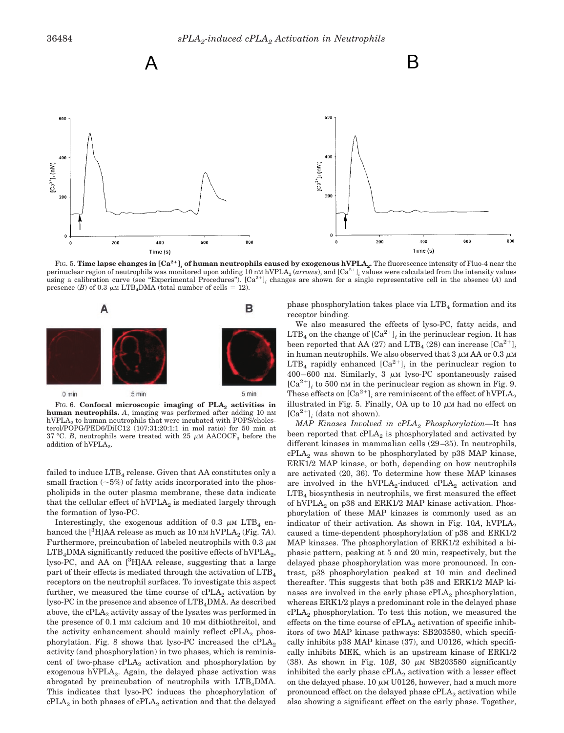FIG. 5. **Time lapse changes in $[Ca^{2+}]_i$ of human neutrophils caused by exogenous hVPLA$_2$.** The fluorescence intensity of Fluo-4 near the perinuclear region of neutrophils was monitored upon adding 10 nM hVPLA$_2$ (*arrows*), and $[Ca^{2+}]_i$ values were calculated from the intensity values using a calibration curve (see "Experimental Procedures"). $[Ca^{2+}]_i$ changes are shown for a single representative cell in the absence (*A*) and presence (*B*) of 0.3 $\mu$M LTB$_4$DMA (total number of cells = 12).

FIG. 6. **Confocal microscopic imaging of PLA$_2$ activities in human neutrophils.** *A*, imaging was performed after adding 10 nM hVPLA$_2$ to human neutrophils that were incubated with POPS/cholesterol/POPG/PED6/DiIC12 (107:31:20:1:1 in mol ratio) for 50 min at 37 °C. *B*, neutrophils were treated with 25 $\mu$M AACOCF$_3$ before the addition of hVPLA$_2$.

failed to induce LTB$_4$ release. Given that AA constitutes only a small fraction (~5%) of fatty acids incorporated into the phospholipids in the outer plasma membrane, these data indicate that the cellular effect of hVPLA$_2$ is mediated largely through the formation of lyso-PC.

Interestingly, the exogenous addition of 0.3 $\mu$M LTB$_4$ enhanced the [$^3$H]AA release as much as 10 nM hVPLA$_2$ (Fig. 7*A*). Furthermore, preincubation of labeled neutrophils with 0.3 $\mu$M LTB$_4$DMA significantly reduced the positive effects of hVPLA$_2$, lyso-PC, and AA on [$^3$H]AA release, suggesting that a large part of their effects is mediated through the activation of LTB$_4$ receptors on the neutrophil surfaces. To investigate this aspect further, we measured the time course of cPLA$_2$ activation by lyso-PC in the presence and absence of LTB$_4$DMA. As described above, the cPLA$_2$ activity assay of the lysates was performed in the presence of 0.1 mM calcium and 10 mM dithiothreitol, and the activity enhancement should mainly reflect cPLA$_2$ phosphorylation. Fig. 8 shows that lyso-PC increased the cPLA$_2$ activity (and phosphorylation) in two phases, which is reminiscent of two-phase cPLA$_2$ activation and phosphorylation by exogenous hVPLA$_2$. Again, the delayed phase activation was abrogated by preincubation of neutrophils with LTB$_4$DMA. This indicates that lyso-PC induces the phosphorylation of cPLA$_2$ in both phases of cPLA$_2$ activation and that the delayed phase phosphorylation takes place via LTB$_4$ formation and its receptor binding.

We also measured the effects of lyso-PC, fatty acids, and LTB$_4$ on the change of $[Ca^{2+}]_i$ in the perinuclear region. It has been reported that AA (27) and LTB$_4$ (28) can increase $[Ca^{2+}]_i$ in human neutrophils. We also observed that 3 $\mu$M AA or 0.3 $\mu$M LTB$_4$ rapidly enhanced $[Ca^{2+}]_i$ in the perinuclear region to 400–600 nM. Similarly, 3 $\mu$M lyso-PC spontaneously raised $[Ca^{2+}]_i$ to 500 nM in the perinuclear region as shown in Fig. 9. These effects on $[Ca^{2+}]_i$ are reminiscent of the effect of hVPLA$_2$ illustrated in Fig. 5. Finally, OA up to 10 $\mu$M had no effect on $[Ca^{2+}]_i$ (data not shown).

*MAP Kinases Involved in cPLA$_2$ Phosphorylation*—It has been reported that cPLA$_2$ is phosphorylated and activated by different kinases in mammalian cells (29–35). In neutrophils, cPLA$_2$ was shown to be phosphorylated by p38 MAP kinase, ERK1/2 MAP kinase, or both, depending on how neutrophils are activated (20, 36). To determine how these MAP kinases are involved in the hVPLA$_2$-induced cPLA$_2$ activation and LTB$_4$ biosynthesis in neutrophils, we first measured the effect of hVPLA$_2$ on p38 and ERK1/2 MAP kinase activation. Phosphorylation of these MAP kinases is commonly used as an indicator of their activation. As shown in Fig. 10*A*, hVPLA$_2$ caused a time-dependent phosphorylation of p38 and ERK1/2 MAP kinases. The phosphorylation of ERK1/2 exhibited a biphasic pattern, peaking at 5 and 20 min, respectively, but the delayed phase phosphorylation was more pronounced. In contrast, p38 phosphorylation peaked at 10 min and declined thereafter. This suggests that both p38 and ERK1/2 MAP kinases are involved in the early phase cPLA$_2$ phosphorylation, whereas ERK1/2 plays a predominant role in the delayed phase cPLA$_2$ phosphorylation. To test this notion, we measured the effects on the time course of cPLA$_2$ activation of specific inhibitors of two MAP kinase pathways: SB203580, which specifically inhibits p38 MAP kinase (37), and U0126, which specifically inhibits MEK, which is an upstream kinase of ERK1/2 (38). As shown in Fig. 10*B*, 30 $\mu$M SB203580 significantly inhibited the early phase cPLA$_2$ activation with a lesser effect on the delayed phase. 10 $\mu$M U0126, however, had a much more pronounced effect on the delayed phase cPLA$_2$ activation while also showing a significant effect on the early phase. Together,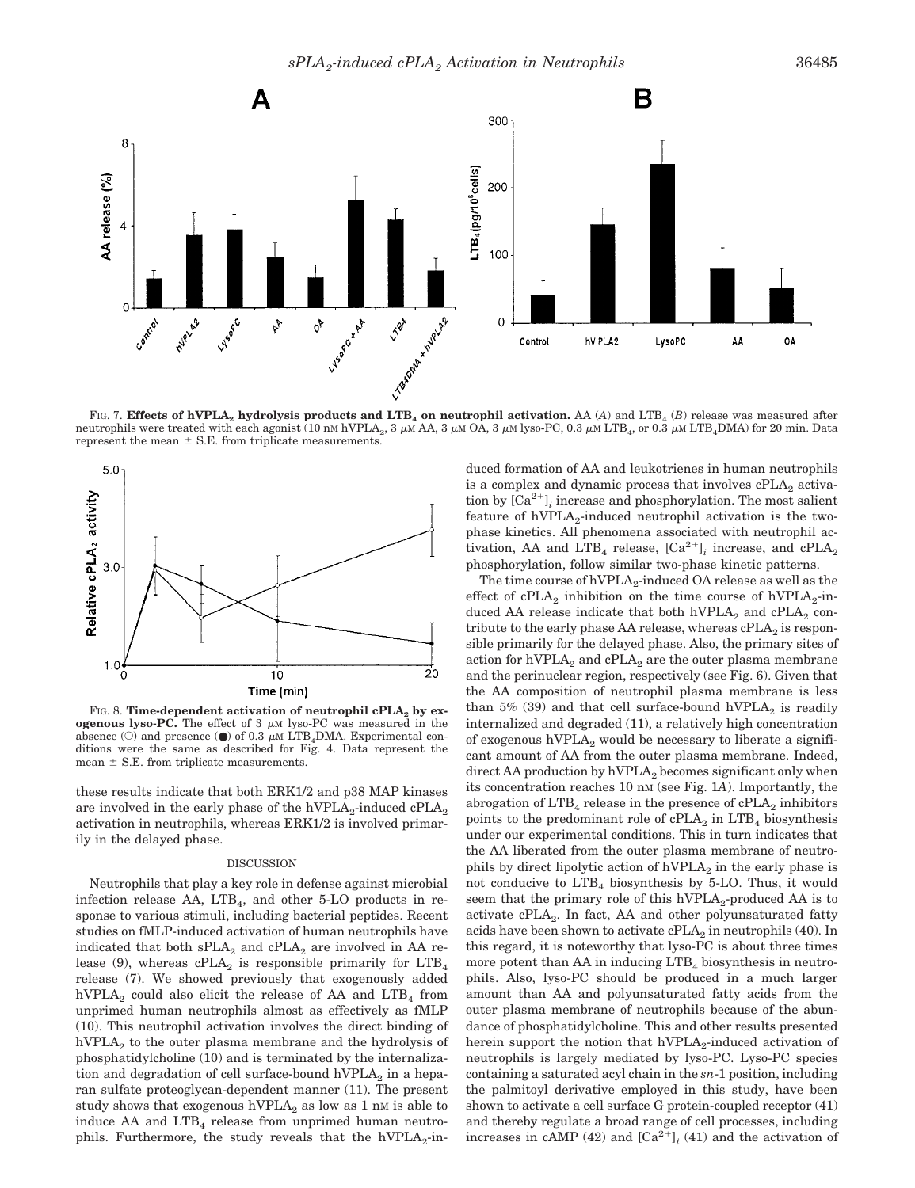FIG. 7. **Effects of hVPLA$_2$ hydrolysis products and LTB$_4$ on neutrophil activation.** AA (*A*) and LTB$_4$ (*B*) release was measured after neutrophils were treated with each agonist (10 nM hVPLA$_2$, 3 μM AA, 3 μM OA, 3 μM lyso-PC, 0.3 μM LTB$_4$, or 0.3 μM LTB$_4$DMA) for 20 min. Data represent the mean ± S.E. from triplicate measurements.

FIG. 8. **Time-dependent activation of neutrophil cPLA$_2$ by exogenous lyso-PC.** The effect of 3 μM lyso-PC was measured in the absence (○) and presence (●) of 0.3 μM LTB$_4$DMA. Experimental conditions were the same as described for Fig. 4. Data represent the mean ± S.E. from triplicate measurements.

these results indicate that both ERK1/2 and p38 MAP kinases are involved in the early phase of the hVPLA$_2$-induced cPLA$_2$ activation in neutrophils, whereas ERK1/2 is involved primarily in the delayed phase.

## DISCUSSION

Neutrophils that play a key role in defense against microbial infection release AA, LTB$_4$, and other 5-LO products in response to various stimuli, including bacterial peptides. Recent studies on fMLP-induced activation of human neutrophils have indicated that both sPLA$_2$ and cPLA$_2$ are involved in AA release (9), whereas cPLA$_2$ is responsible primarily for LTB$_4$ release (7). We showed previously that exogenously added hVPLA$_2$ could also elicit the release of AA and LTB$_4$ from unprimed human neutrophils almost as effectively as fMLP (10). This neutrophil activation involves the direct binding of hVPLA$_2$ to the outer plasma membrane and the hydrolysis of phosphatidylcholine (10) and is terminated by the internalization and degradation of cell surface-bound hVPLA$_2$ in a heparan sulfate proteoglycan-dependent manner (11). The present study shows that exogenous hVPLA$_2$ as low as 1 nM is able to induce AA and LTB$_4$ release from unprimed human neutrophils. Furthermore, the study reveals that the hVPLA$_2$-induced formation of AA and leukotrienes in human neutrophils is a complex and dynamic process that involves cPLA$_2$ activation by $[Ca^{2+}]_i$ increase and phosphorylation. The most salient feature of hVPLA$_2$-induced neutrophil activation is the two-phase kinetics. All phenomena associated with neutrophil activation, AA and LTB$_4$ release, $[Ca^{2+}]_i$ increase, and cPLA$_2$ phosphorylation, follow similar two-phase kinetic patterns.

The time course of hVPLA$_2$-induced OA release as well as the effect of cPLA$_2$ inhibition on the time course of hVPLA$_2$-induced AA release indicate that both hVPLA$_2$ and cPLA$_2$ contribute to the early phase AA release, whereas cPLA$_2$ is responsible primarily for the delayed phase. Also, the primary sites of action for hVPLA$_2$ and cPLA$_2$ are the outer plasma membrane and the perinuclear region, respectively (see Fig. 6). Given that the AA composition of neutrophil plasma membrane is less than 5% (39) and that cell surface-bound hVPLA$_2$ is readily internalized and degraded (11), a relatively high concentration of exogenous hVPLA$_2$ would be necessary to liberate a significant amount of AA from the outer plasma membrane. Indeed, direct AA production by hVPLA$_2$ becomes significant only when its concentration reaches 10 nM (see Fig. 1*A*). Importantly, the abrogation of LTB$_4$ release in the presence of cPLA$_2$ inhibitors points to the predominant role of cPLA$_2$ in LTB$_4$ biosynthesis under our experimental conditions. This in turn indicates that the AA liberated from the outer plasma membrane of neutrophils by direct lipolytic action of hVPLA$_2$ in the early phase is not conducive to LTB$_4$ biosynthesis by 5-LO. Thus, it would seem that the primary role of this hVPLA$_2$-produced AA is to activate cPLA$_2$. In fact, AA and other polyunsaturated fatty acids have been shown to activate cPLA$_2$ in neutrophils (40). In this regard, it is noteworthy that lyso-PC is about three times more potent than AA in inducing LTB$_4$ biosynthesis in neutrophils. Also, lyso-PC should be produced in a much larger amount than AA and polyunsaturated fatty acids from the outer plasma membrane of neutrophils because of the abundance of phosphatidylcholine. This and other results presented herein support the notion that hVPLA$_2$-induced activation of neutrophils is largely mediated by lyso-PC. Lyso-PC species containing a saturated acyl chain in the *sn*-1 position, including the palmitoyl derivative employed in this study, have been shown to activate a cell surface G protein-coupled receptor (41) and thereby regulate a broad range of cell processes, including increases in cAMP (42) and $[Ca^{2+}]_i$ (41) and the activation of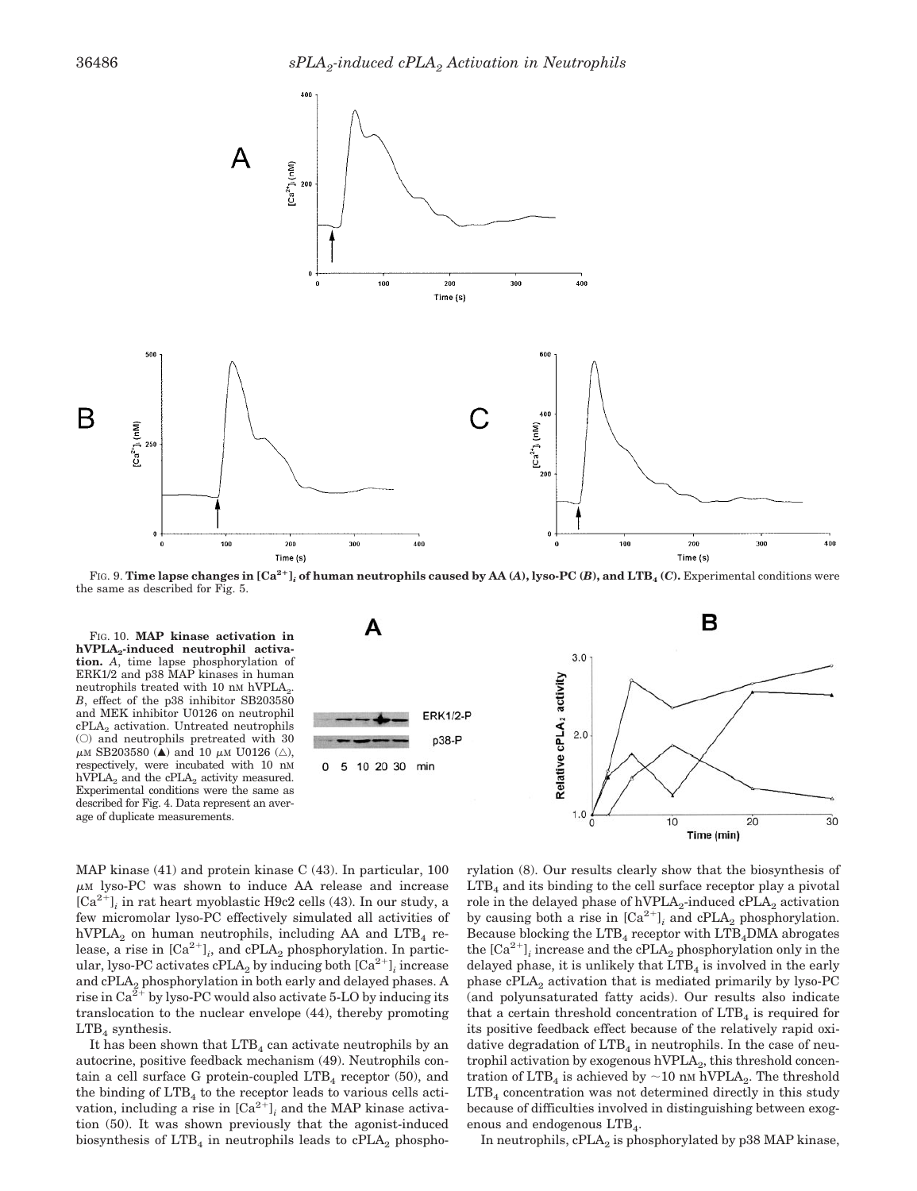FIG. 9. **Time lapse changes in $[Ca^{2+}]_i$ of human neutrophils caused by AA (*A*), lyso-PC (*B*), and $LTB_4$ (*C*).** Experimental conditions were the same as described for Fig. 5.

FIG. 10. **MAP kinase activation in $hVPLA_2$-induced neutrophil activation.** *A*, time lapse phosphorylation of ERK1/2 and p38 MAP kinases in human neutrophils treated with 10 nM $hVPLA_2$. *B*, effect of the p38 inhibitor SB203580 and MEK inhibitor U0126 on neutrophil $cPLA_2$ activation. Untreated neutrophils (○) and neutrophils pretreated with 30 $\mu$M SB203580 (▲) and 10 $\mu$M U0126 (△), respectively, were incubated with 10 nM $hVPLA_2$ and the $cPLA_2$ activity measured. Experimental conditions were the same as described for Fig. 4. Data represent an average of duplicate measurements.

MAP kinase (41) and protein kinase C (43). In particular, 100 $\mu$M lyso-PC was shown to induce AA release and increase $[Ca^{2+}]_i$ in rat heart myoblastic H9c2 cells (43). In our study, a few micromolar lyso-PC effectively simulated all activities of $hVPLA_2$ on human neutrophils, including AA and $LTB_4$ release, a rise in $[Ca^{2+}]_i$, and $cPLA_2$ phosphorylation. In particular, lyso-PC activates $cPLA_2$ by inducing both $[Ca^{2+}]_i$ increase and $cPLA_2$ phosphorylation in both early and delayed phases. A rise in $Ca^{2+}$ by lyso-PC would also activate 5-LO by inducing its translocation to the nuclear envelope (44), thereby promoting $LTB_4$ synthesis.

It has been shown that $LTB_4$ can activate neutrophils by an autocrine, positive feedback mechanism (49). Neutrophils contain a cell surface G protein-coupled $LTB_4$ receptor (50), and the binding of $LTB_4$ to the receptor leads to various cells activation, including a rise in $[Ca^{2+}]_i$ and the MAP kinase activation (50). It was shown previously that the agonist-induced biosynthesis of $LTB_4$ in neutrophils leads to $cPLA_2$ phosphorylation (8). Our results clearly show that the biosynthesis of $LTB_4$ and its binding to the cell surface receptor play a pivotal role in the delayed phase of $hVPLA_2$-induced $cPLA_2$ activation by causing both a rise in $[Ca^{2+}]_i$ and $cPLA_2$ phosphorylation. Because blocking the $LTB_4$ receptor with $LTB_4$DMA abrogates the $[Ca^{2+}]_i$ increase and the $cPLA_2$ phosphorylation only in the delayed phase, it is unlikely that $LTB_4$ is involved in the early phase $cPLA_2$ activation that is mediated primarily by lyso-PC (and polyunsaturated fatty acids). Our results also indicate that a certain threshold concentration of $LTB_4$ is required for its positive feedback effect because of the relatively rapid oxidative degradation of $LTB_4$ in neutrophils. In the case of neutrophil activation by exogenous $hVPLA_2$, this threshold concentration of $LTB_4$ is achieved by ~10 nM $hVPLA_2$. The threshold $LTB_4$ concentration was not determined directly in this study because of difficulties involved in distinguishing between exogenous and endogenous $LTB_4$.

In neutrophils, $cPLA_2$ is phosphorylated by p38 MAP kinase,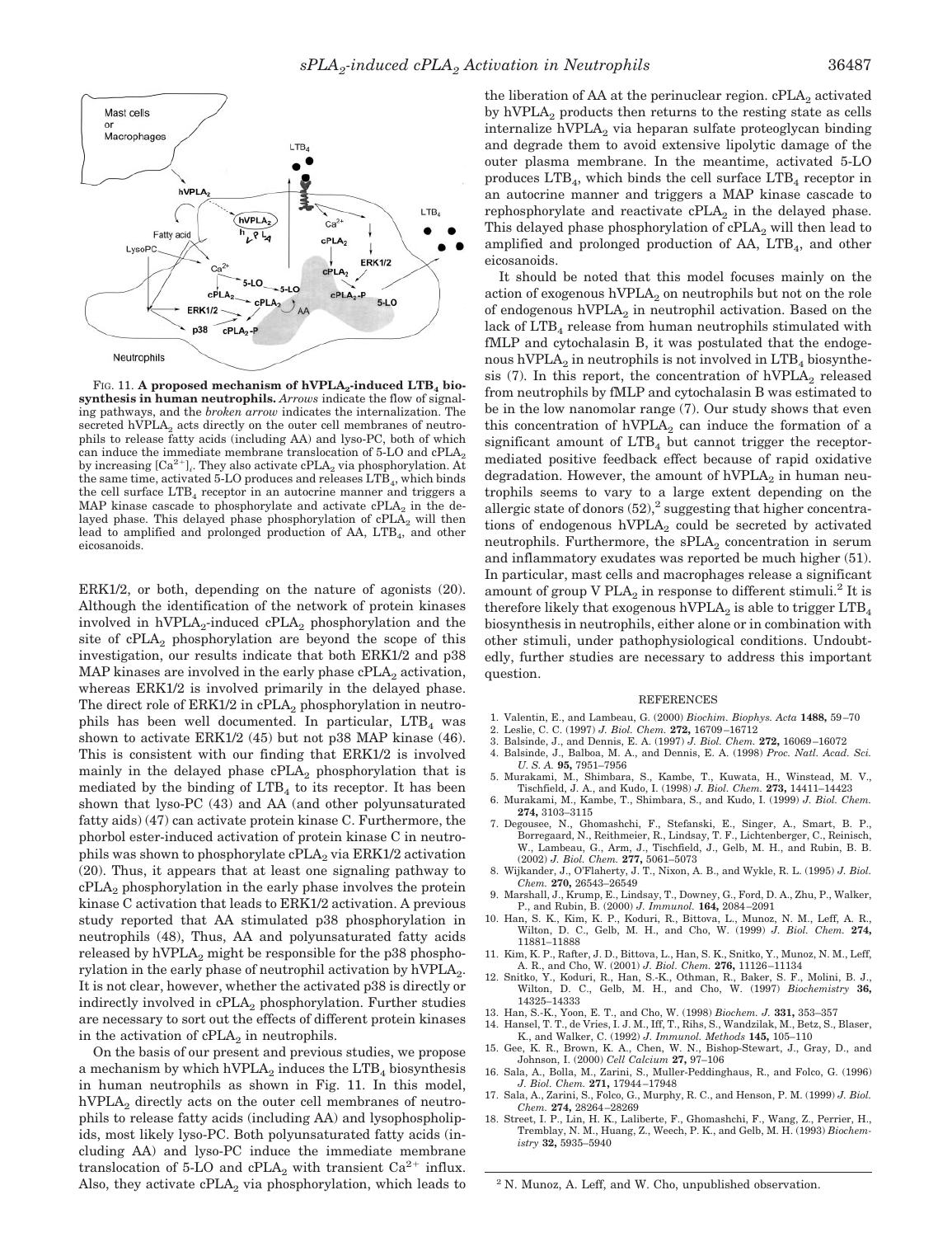FIG. 11. **A proposed mechanism of hVPLA$_2$-induced LTB$_4$ biosynthesis in human neutrophils.** *Arrows* indicate the flow of signaling pathways, and the *broken arrow* indicates the internalization. The secreted hVPLA$_2$ acts directly on the outer cell membranes of neutrophils to release fatty acids (including AA) and lyso-PC, both of which can induce the immediate membrane translocation of 5-LO and cPLA$_2$ by increasing $[Ca^{2+}]_i$. They also activate cPLA$_2$ via phosphorylation. At the same time, activated 5-LO produces and releases LTB$_4$, which binds the cell surface LTB$_4$ receptor in an autocrine manner and triggers a MAP kinase cascade to phosphorylate and activate cPLA$_2$ in the delayed phase. This delayed phase phosphorylation of cPLA$_2$ will then lead to amplified and prolonged production of AA, LTB$_4$, and other eicosanoids.

ERK1/2, or both, depending on the nature of agonists (20). Although the identification of the network of protein kinases involved in hVPLA$_2$-induced cPLA$_2$ phosphorylation and the site of cPLA$_2$ phosphorylation are beyond the scope of this investigation, our results indicate that both ERK1/2 and p38 MAP kinases are involved in the early phase cPLA$_2$ activation, whereas ERK1/2 is involved primarily in the delayed phase. The direct role of ERK1/2 in cPLA$_2$ phosphorylation in neutrophils has been well documented. In particular, LTB$_4$ was shown to activate ERK1/2 (45) but not p38 MAP kinase (46). This is consistent with our finding that ERK1/2 is involved mainly in the delayed phase cPLA$_2$ phosphorylation that is mediated by the binding of LTB$_4$ to its receptor. It has been shown that lyso-PC (43) and AA (and other polyunsaturated fatty aids) (47) can activate protein kinase C. Furthermore, the phorbol ester-induced activation of protein kinase C in neutrophils was shown to phosphorylate cPLA$_2$ via ERK1/2 activation (20). Thus, it appears that at least one signaling pathway to cPLA$_2$ phosphorylation in the early phase involves the protein kinase C activation that leads to ERK1/2 activation. A previous study reported that AA stimulated p38 phosphorylation in neutrophils (48), Thus, AA and polyunsaturated fatty acids released by hVPLA$_2$ might be responsible for the p38 phosphorylation in the early phase of neutrophil activation by hVPLA$_2$. It is not clear, however, whether the activated p38 is directly or indirectly involved in cPLA$_2$ phosphorylation. Further studies are necessary to sort out the effects of different protein kinases in the activation of cPLA$_2$ in neutrophils.

On the basis of our present and previous studies, we propose a mechanism by which hVPLA$_2$ induces the LTB$_4$ biosynthesis in human neutrophils as shown in Fig. 11. In this model, hVPLA$_2$ directly acts on the outer cell membranes of neutrophils to release fatty acids (including AA) and lysophospholipids, most likely lyso-PC. Both polyunsaturated fatty acids (including AA) and lyso-PC induce the immediate membrane translocation of 5-LO and cPLA$_2$ with transient $Ca^{2+}$ influx. Also, they activate cPLA$_2$ via phosphorylation, which leads to the liberation of AA at the perinuclear region. cPLA$_2$ activated by hVPLA$_2$ products then returns to the resting state as cells internalize hVPLA$_2$ via heparan sulfate proteoglycan binding and degrade them to avoid extensive lipolytic damage of the outer plasma membrane. In the meantime, activated 5-LO produces LTB$_4$, which binds the cell surface LTB$_4$ receptor in an autocrine manner and triggers a MAP kinase cascade to rephosphorylate and reactivate cPLA$_2$ in the delayed phase. This delayed phase phosphorylation of cPLA$_2$ will then lead to amplified and prolonged production of AA, LTB$_4$, and other eicosanoids.

It should be noted that this model focuses mainly on the action of exogenous hVPLA$_2$ on neutrophils but not on the role of endogenous hVPLA$_2$ in neutrophil activation. Based on the lack of LTB$_4$ release from human neutrophils stimulated with fMLP and cytochalasin B, it was postulated that the endogenous hVPLA$_2$ in neutrophils is not involved in LTB$_4$ biosynthesis (7). In this report, the concentration of hVPLA$_2$ released from neutrophils by fMLP and cytochalasin B was estimated to be in the low nanomolar range (7). Our study shows that even this concentration of hVPLA$_2$ can induce the formation of a significant amount of LTB$_4$ but cannot trigger the receptor-mediated positive feedback effect because of rapid oxidative degradation. However, the amount of hVPLA$_2$ in human neutrophils seems to vary to a large extent depending on the allergic state of donors (52),[2] suggesting that higher concentrations of endogenous hVPLA$_2$ could be secreted by activated neutrophils. Furthermore, the sPLA$_2$ concentration in serum and inflammatory exudates was reported be much higher (51). In particular, mast cells and macrophages release a significant amount of group V PLA$_2$ in response to different stimuli.[2] It is therefore likely that exogenous hVPLA$_2$ is able to trigger LTB$_4$ biosynthesis in neutrophils, either alone or in combination with other stimuli, under pathophysiological conditions. Undoubtedly, further studies are necessary to address this important question.

## REFERENCES

1. Valentin, E., and Lambeau, G. (2000) *Biochim. Biophys. Acta* **1488,** 59–70
2. Leslie, C. C. (1997) *J. Biol. Chem.* **272,** 16709–16712
3. Balsinde, J., and Dennis, E. A. (1997) *J. Biol. Chem.* **272,** 16069–16072
4. Balsinde, J., Balboa, M. A., and Dennis, E. A. (1998) *Proc. Natl. Acad. Sci. U. S. A.* **95,** 7951–7956
5. Murakami, M., Shimbara, S., Kambe, T., Kuwata, H., Winstead, M. V., Tischfield, J. A., and Kudo, I. (1998) *J. Biol. Chem.* **273,** 14411–14423
6. Murakami, M., Kambe, T., Shimbara, S., and Kudo, I. (1999) *J. Biol. Chem.* **274,** 3103–3115
7. Degousee, N., Ghomashchi, F., Stefanski, E., Singer, A., Smart, B. P., Borregaard, N., Reithmeier, R., Lindsay, T. F., Lichtenberger, C., Reinisch, W., Lambeau, G., Arm, J., Tischfield, J., Gelb, M. H., and Rubin, B. B. (2002) *J. Biol. Chem.* **277,** 5061–5073
8. Wijkander, J., O'Flaherty, J. T., Nixon, A. B., and Wykle, R. L. (1995) *J. Biol. Chem.* **270,** 26543–26549
9. Marshall, J., Krump, E., Lindsay, T., Downey, G., Ford, D. A., Zhu, P., Walker, P., and Rubin, B. (2000) *J. Immunol.* **164,** 2084–2091
10. Han, S. K., Kim, K. P., Koduri, R., Bittova, L., Munoz, N. M., Leff, A. R., Wilton, D. C., Gelb, M. H., and Cho, W. (1999) *J. Biol. Chem.* **274,** 11881–11888
11. Kim, K. P., Rafter, J. D., Bittova, L., Han, S. K., Snitko, Y., Munoz, N. M., Leff, A. R., and Cho, W. (2001) *J. Biol. Chem.* **276,** 11126–11134
12. Snitko, Y., Koduri, R., Han, S.-K., Othman, R., Baker, S. F., Molini, B. J., Wilton, D. C., Gelb, M. H., and Cho, W. (1997) *Biochemistry* **36,** 14325–14333
13. Han, S.-K., Yoon, E. T., and Cho, W. (1998) *Biochem. J.* **331,** 353–357
14. Hansel, T. T., de Vries, I. J. M., Iff, T., Rihs, S., Wandzilak, M., Betz, S., Blaser, K., and Walker, C. (1992) *J. Immunol. Methods* **145,** 105–110
15. Gee, K. R., Brown, K. A., Chen, W. N., Bishop-Stewart, J., Gray, D., and Johnson, I. (2000) *Cell Calcium* **27,** 97–106
16. Sala, A., Bolla, M., Zarini, S., Muller-Peddinghaus, R., and Folco, G. (1996) *J. Biol. Chem.* **271,** 17944–17948
17. Sala, A., Zarini, S., Folco, G., Murphy, R. C., and Henson, P. M. (1999) *J. Biol. Chem.* **274,** 28264–28269
18. Street, I. P., Lin, H. K., Laliberte, F., Ghomashchi, F., Wang, Z., Perrier, H., Tremblay, N. M., Huang, Z., Weech, P. K., and Gelb, M. H. (1993) *Biochemistry* **32,** 5935–5940

[2] N. Munoz, A. Leff, and W. Cho, unpublished observation.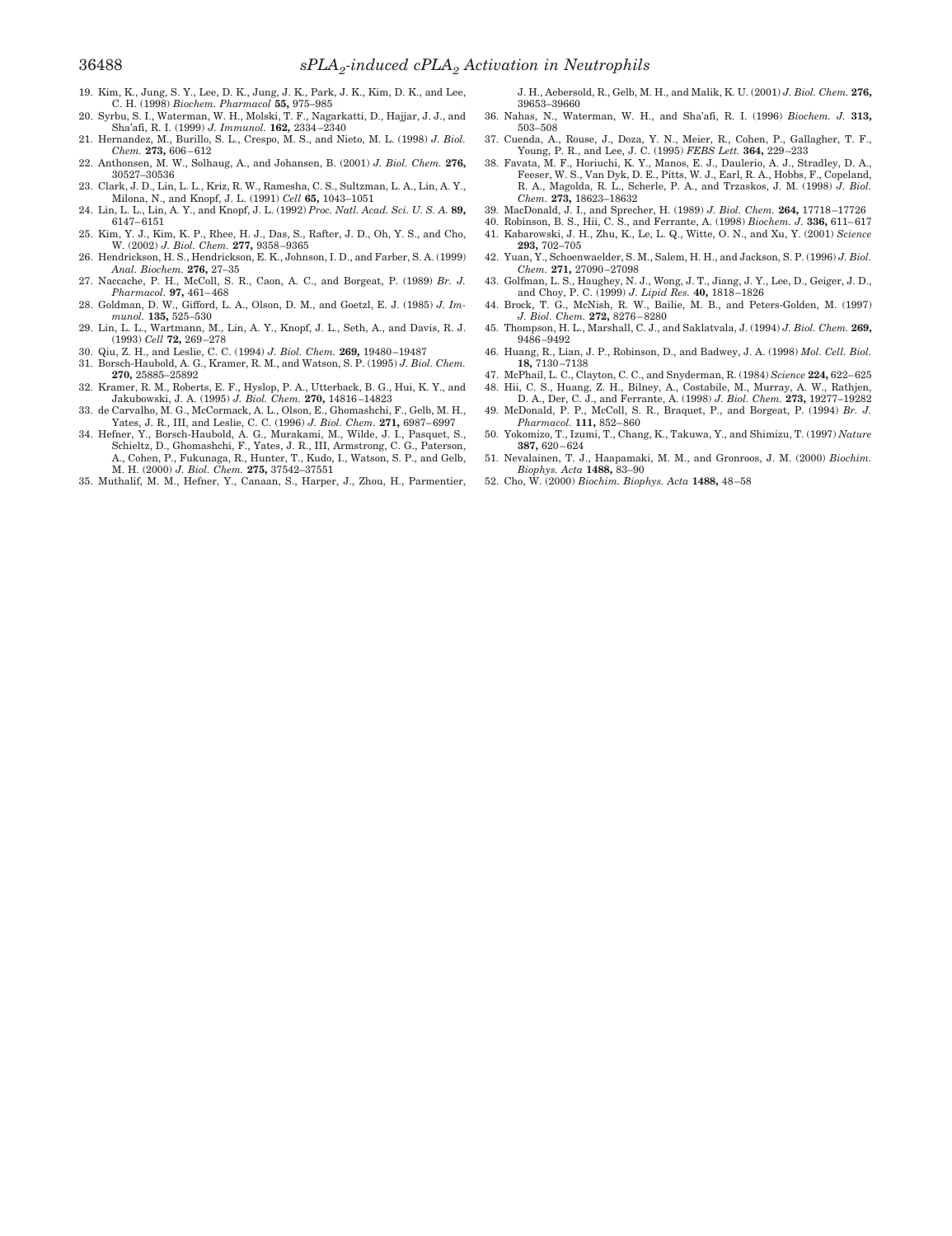19. Kim, K., Jung, S. Y., Lee, D. K., Jung, J. K., Park, J. K., Kim, D. K., and Lee, C. H. (1998) *Biochem. Pharmacol* **55,** 975–985
20. Syrbu, S. I., Waterman, W. H., Molski, T. F., Nagarkatti, D., Hajjar, J. J., and Sha'afi, R. I. (1999) *J. Immunol.* **162,** 2334–2340
21. Hernandez, M., Burillo, S. L., Crespo, M. S., and Nieto, M. L. (1998) *J. Biol. Chem.* **273,** 606–612
22. Anthonsen, M. W., Solhaug, A., and Johansen, B. (2001) *J. Biol. Chem.* **276,** 30527–30536
23. Clark, J. D., Lin, L. L., Kriz, R. W., Ramesha, C. S., Sultzman, L. A., Lin, A. Y., Milona, N., and Knopf, J. L. (1991) *Cell* **65,** 1043–1051
24. Lin, L. L., Lin, A. Y., and Knopf, J. L. (1992) *Proc. Natl. Acad. Sci. U. S. A.* **89,** 6147–6151
25. Kim, Y. J., Kim, K. P., Rhee, H. J., Das, S., Rafter, J. D., Oh, Y. S., and Cho, W. (2002) *J. Biol. Chem.* **277,** 9358–9365
26. Hendrickson, H. S., Hendrickson, E. K., Johnson, I. D., and Farber, S. A. (1999) *Anal. Biochem.* **276,** 27–35
27. Naccache, P. H., McColl, S. R., Caon, A. C., and Borgeat, P. (1989) *Br. J. Pharmacol.* **97,** 461–468
28. Goldman, D. W., Gifford, L. A., Olson, D. M., and Goetzl, E. J. (1985) *J. Immunol.* **135,** 525–530
29. Lin, L. L., Wartmann, M., Lin, A. Y., Knopf, J. L., Seth, A., and Davis, R. J. (1993) *Cell* **72,** 269–278
30. Qiu, Z. H., and Leslie, C. C. (1994) *J. Biol. Chem.* **269,** 19480–19487
31. Borsch-Haubold, A. G., Kramer, R. M., and Watson, S. P. (1995) *J. Biol. Chem.* **270,** 25885–25892
32. Kramer, R. M., Roberts, E. F., Hyslop, P. A., Utterback, B. G., Hui, K. Y., and Jakubowski, J. A. (1995) *J. Biol. Chem.* **270,** 14816–14823
33. de Carvalho, M. G., McCormack, A. L., Olson, E., Ghomashchi, F., Gelb, M. H., Yates, J. R., III, and Leslie, C. C. (1996) *J. Biol. Chem.* **271,** 6987–6997
34. Hefner, Y., Borsch-Haubold, A. G., Murakami, M., Wilde, J. I., Pasquet, S., Schieltz, D., Ghomashchi, F., Yates, J. R., III, Armstrong, C. G., Paterson, A., Cohen, P., Fukunaga, R., Hunter, T., Kudo, I., Watson, S. P., and Gelb, M. H. (2000) *J. Biol. Chem.* **275,** 37542–37551
35. Muthalif, M. M., Hefner, Y., Canaan, S., Harper, J., Zhou, H., Parmentier, J. H., Aebersold, R., Gelb, M. H., and Malik, K. U. (2001) *J. Biol. Chem.* **276,** 39653–39660
36. Nahas, N., Waterman, W. H., and Sha'afi, R. I. (1996) *Biochem. J.* **313,** 503–508
37. Cuenda, A., Rouse, J., Doza, Y. N., Meier, R., Cohen, P., Gallagher, T. F., Young, P. R., and Lee, J. C. (1995) *FEBS Lett.* **364,** 229–233
38. Favata, M. F., Horiuchi, K. Y., Manos, E. J., Daulerio, A. J., Stradley, D. A., Feeser, W. S., Van Dyk, D. E., Pitts, W. J., Earl, R. A., Hobbs, F., Copeland, R. A., Magolda, R. L., Scherle, P. A., and Trzaskos, J. M. (1998) *J. Biol. Chem.* **273,** 18623–18632
39. MacDonald, J. I., and Sprecher, H. (1989) *J. Biol. Chem.* **264,** 17718–17726
40. Robinson, B. S., Hii, C. S., and Ferrante, A. (1998) *Biochem. J.* **336,** 611–617
41. Kabarowski, J. H., Zhu, K., Le, L. Q., Witte, O. N., and Xu, Y. (2001) *Science* **293,** 702–705
42. Yuan, Y., Schoenwaelder, S. M., Salem, H. H., and Jackson, S. P. (1996) *J. Biol. Chem.* **271,** 27090–27098
43. Golfman, L. S., Haughey, N. J., Wong, J. T., Jiang, J. Y., Lee, D., Geiger, J. D., and Choy, P. C. (1999) *J. Lipid Res.* **40,** 1818–1826
44. Brock, T. G., McNish, R. W., Bailie, M. B., and Peters-Golden, M. (1997) *J. Biol. Chem.* **272,** 8276–8280
45. Thompson, H. L., Marshall, C. J., and Saklatvala, J. (1994) *J. Biol. Chem.* **269,** 9486–9492
46. Huang, R., Lian, J. P., Robinson, D., and Badwey, J. A. (1998) *Mol. Cell. Biol.* **18,** 7130–7138
47. McPhail, L. C., Clayton, C. C., and Snyderman, R. (1984) *Science* **224,** 622–625
48. Hii, C. S., Huang, Z. H., Bilney, A., Costabile, M., Murray, A. W., Rathjen, D. A., Der, C. J., and Ferrante, A. (1998) *J. Biol. Chem.* **273,** 19277–19282
49. McDonald, P. P., McColl, S. R., Braquet, P., and Borgeat, P. (1994) *Br. J. Pharmacol.* **111,** 852–860
50. Yokomizo, T., Izumi, T., Chang, K., Takuwa, Y., and Shimizu, T. (1997) *Nature* **387,** 620–624
51. Nevalainen, T. J., Haapamaki, M. M., and Gronroos, J. M. (2000) *Biochim. Biophys. Acta* **1488,** 83–90
52. Cho, W. (2000) *Biochim. Biophys. Acta* **1488,** 48–58